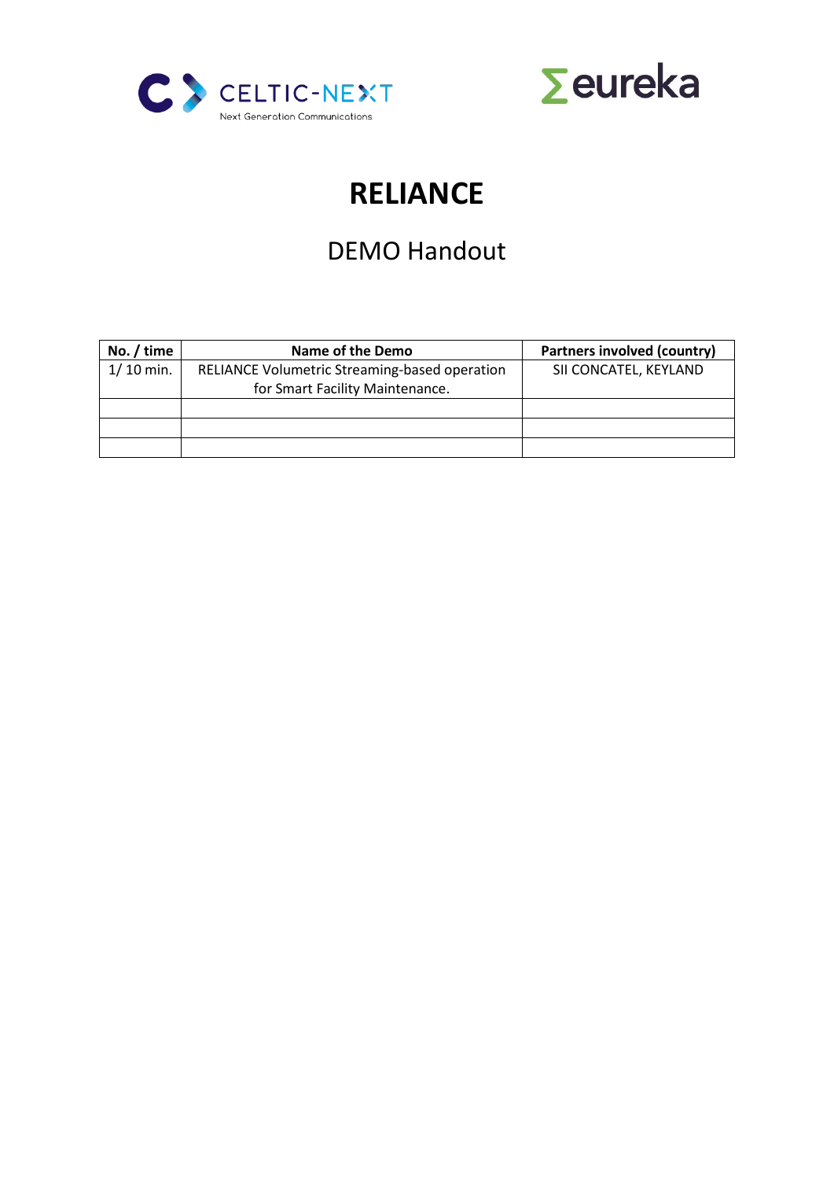# RELIANCE

## DEMO Handout

| No. / time | Name of the Demo | Partners involved (country) |
|---|---|---|
| 1/ 10 min. | RELIANCE Volumetric Streaming-based operation for Smart Facility Maintenance. | SII CONCATEL, KEYLAND |
| | | |
| | | |
| | | |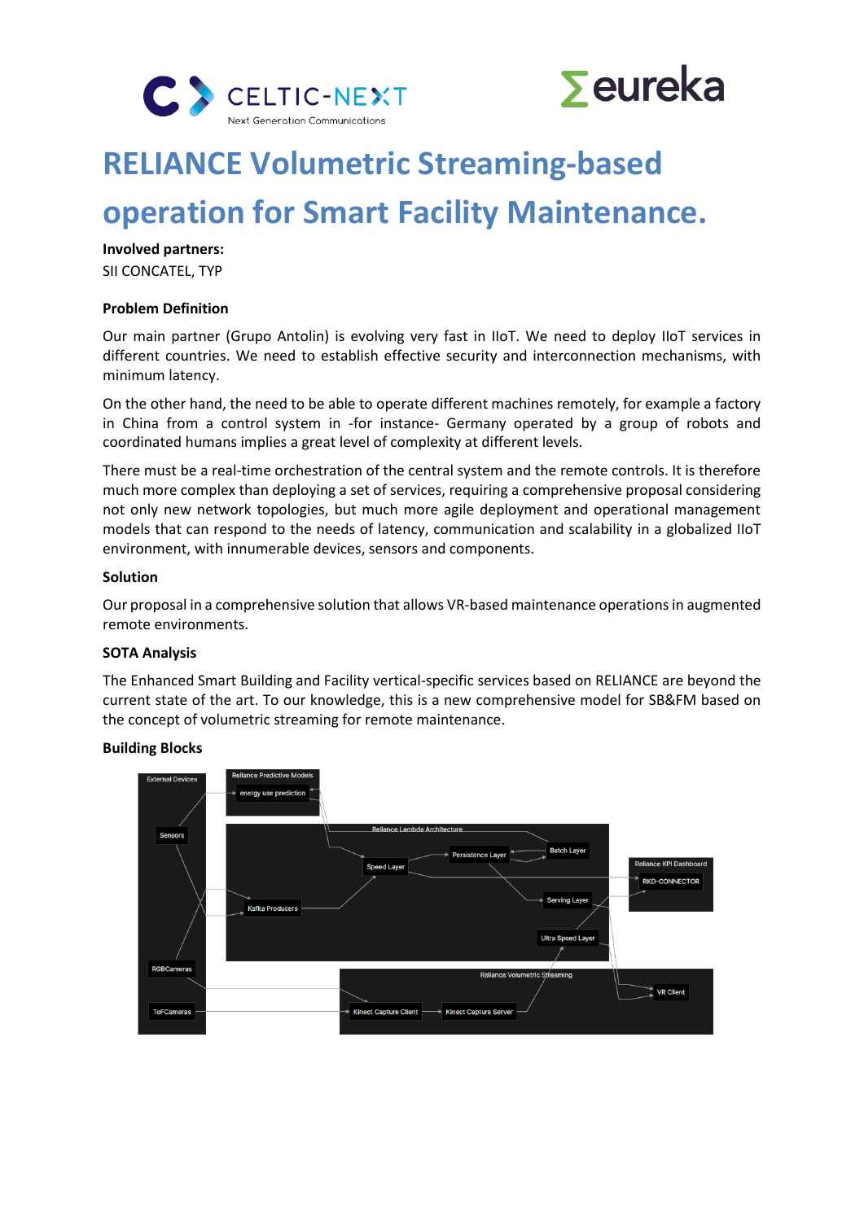# RELIANCE Volumetric Streaming-based operation for Smart Facility Maintenance.

**Involved partners:**
SII CONCATEL, TYP

**Problem Definition**

Our main partner (Grupo Antolin) is evolving very fast in IIoT. We need to deploy IIoT services in different countries. We need to establish effective security and interconnection mechanisms, with minimum latency.

On the other hand, the need to be able to operate different machines remotely, for example a factory in China from a control system in -for instance- Germany operated by a group of robots and coordinated humans implies a great level of complexity at different levels.

There must be a real-time orchestration of the central system and the remote controls. It is therefore much more complex than deploying a set of services, requiring a comprehensive proposal considering not only new network topologies, but much more agile deployment and operational management models that can respond to the needs of latency, communication and scalability in a globalized IIoT environment, with innumerable devices, sensors and components.

**Solution**

Our proposal in a comprehensive solution that allows VR-based maintenance operations in augmented remote environments.

**SOTA Analysis**

The Enhanced Smart Building and Facility vertical-specific services based on RELIANCE are beyond the current state of the art. To our knowledge, this is a new comprehensive model for SB&FM based on the concept of volumetric streaming for remote maintenance.

**Building Blocks**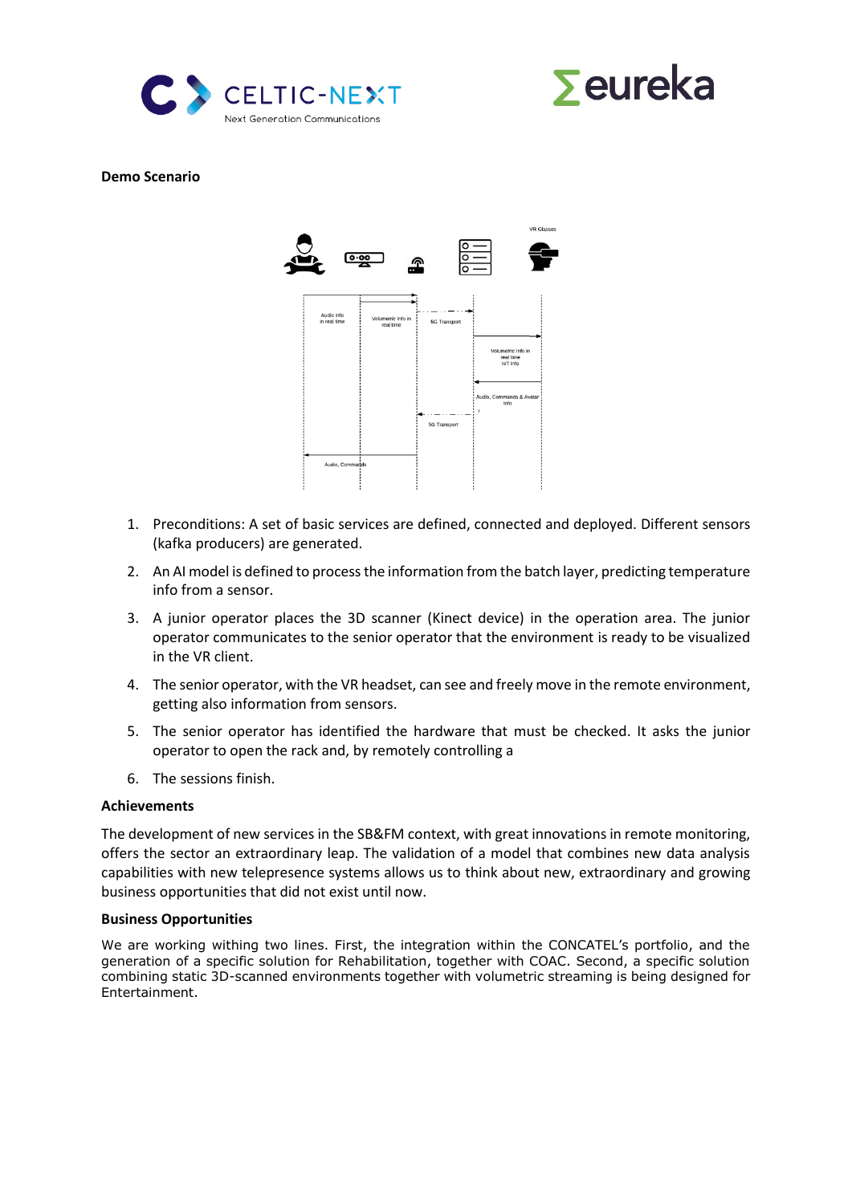**Demo Scenario**

1. Preconditions: A set of basic services are defined, connected and deployed. Different sensors (kafka producers) are generated.
2. An AI model is defined to process the information from the batch layer, predicting temperature info from a sensor.
3. A junior operator places the 3D scanner (Kinect device) in the operation area. The junior operator communicates to the senior operator that the environment is ready to be visualized in the VR client.
4. The senior operator, with the VR headset, can see and freely move in the remote environment, getting also information from sensors.
5. The senior operator has identified the hardware that must be checked. It asks the junior operator to open the rack and, by remotely controlling a
6. The sessions finish.

**Achievements**

The development of new services in the SB&FM context, with great innovations in remote monitoring, offers the sector an extraordinary leap. The validation of a model that combines new data analysis capabilities with new telepresence systems allows us to think about new, extraordinary and growing business opportunities that did not exist until now.

**Business Opportunities**

We are working withing two lines. First, the integration within the CONCATEL's portfolio, and the generation of a specific solution for Rehabilitation, together with COAC. Second, a specific solution combining static 3D-scanned environments together with volumetric streaming is being designed for Entertainment.